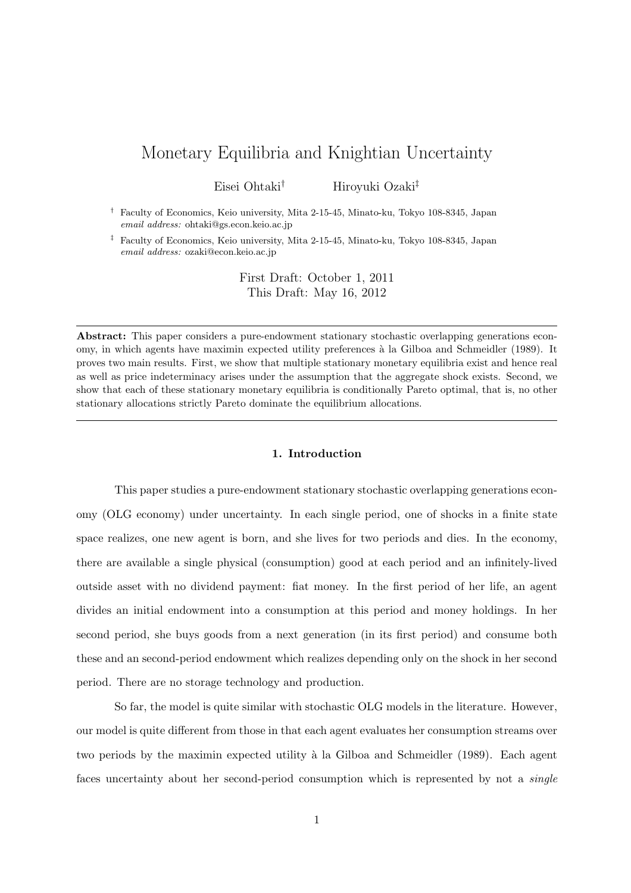# Monetary Equilibria and Knightian Uncertainty

Eisei Ohtaki[†] Hiroyuki Ozaki[‡]

[†] Faculty of Economics, Keio university, Mita 2-15-45, Minato-ku, Tokyo 108-8345, Japan
*email address:* ohtaki@gs.econ.keio.ac.jp

[‡] Faculty of Economics, Keio university, Mita 2-15-45, Minato-ku, Tokyo 108-8345, Japan
*email address:* ozaki@econ.keio.ac.jp

First Draft: October 1, 2011
This Draft: May 16, 2012

---

**Abstract:** This paper considers a pure-endowment stationary stochastic overlapping generations economy, in which agents have maximin expected utility preferences à la Gilboa and Schmeidler (1989). It proves two main results. First, we show that multiple stationary monetary equilibria exist and hence real as well as price indeterminacy arises under the assumption that the aggregate shock exists. Second, we show that each of these stationary monetary equilibria is conditionally Pareto optimal, that is, no other stationary allocations strictly Pareto dominate the equilibrium allocations.

---

## 1. Introduction

This paper studies a pure-endowment stationary stochastic overlapping generations economy (OLG economy) under uncertainty. In each single period, one of shocks in a finite state space realizes, one new agent is born, and she lives for two periods and dies. In the economy, there are available a single physical (consumption) good at each period and an infinitely-lived outside asset with no dividend payment: fiat money. In the first period of her life, an agent divides an initial endowment into a consumption at this period and money holdings. In her second period, she buys goods from a next generation (in its first period) and consume both these and an second-period endowment which realizes depending only on the shock in her second period. There are no storage technology and production.

So far, the model is quite similar with stochastic OLG models in the literature. However, our model is quite different from those in that each agent evaluates her consumption streams over two periods by the maximin expected utility à la Gilboa and Schmeidler (1989). Each agent faces uncertainty about her second-period consumption which is represented by not a *single*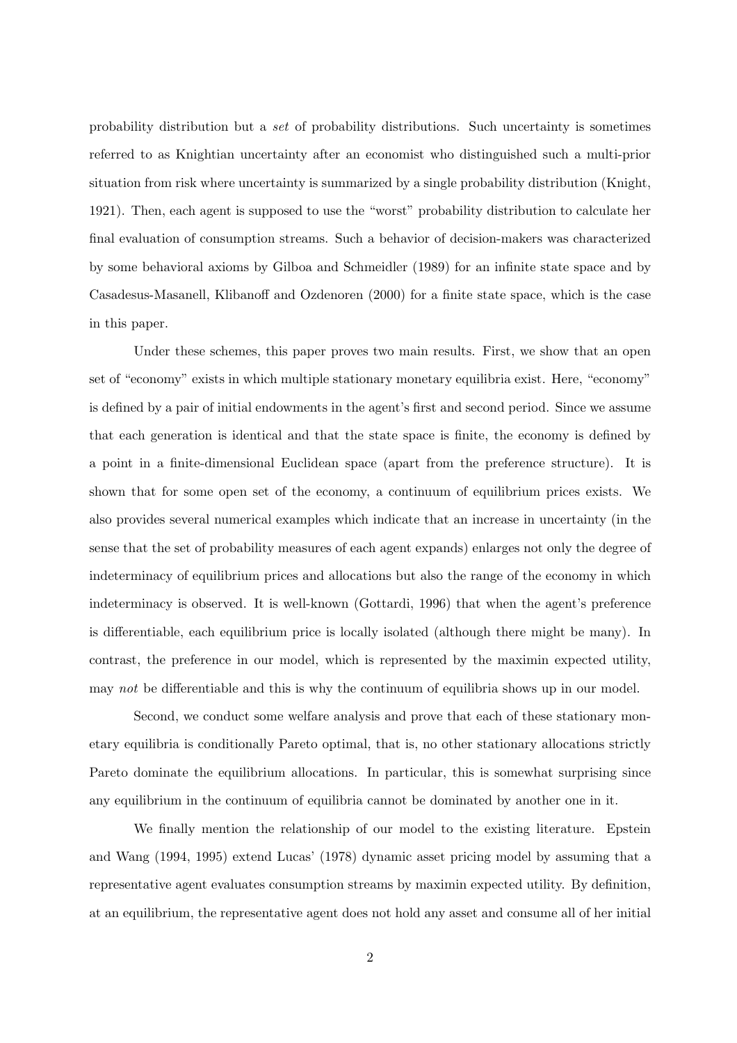probability distribution but a *set* of probability distributions. Such uncertainty is sometimes referred to as Knightian uncertainty after an economist who distinguished such a multi-prior situation from risk where uncertainty is summarized by a single probability distribution (Knight, 1921). Then, each agent is supposed to use the "worst" probability distribution to calculate her final evaluation of consumption streams. Such a behavior of decision-makers was characterized by some behavioral axioms by Gilboa and Schmeidler (1989) for an infinite state space and by Casadesus-Masanell, Klibanoff and Ozdenoren (2000) for a finite state space, which is the case in this paper.

Under these schemes, this paper proves two main results. First, we show that an open set of "economy" exists in which multiple stationary monetary equilibria exist. Here, "economy" is defined by a pair of initial endowments in the agent's first and second period. Since we assume that each generation is identical and that the state space is finite, the economy is defined by a point in a finite-dimensional Euclidean space (apart from the preference structure). It is shown that for some open set of the economy, a continuum of equilibrium prices exists. We also provides several numerical examples which indicate that an increase in uncertainty (in the sense that the set of probability measures of each agent expands) enlarges not only the degree of indeterminacy of equilibrium prices and allocations but also the range of the economy in which indeterminacy is observed. It is well-known (Gottardi, 1996) that when the agent's preference is differentiable, each equilibrium price is locally isolated (although there might be many). In contrast, the preference in our model, which is represented by the maximin expected utility, may *not* be differentiable and this is why the continuum of equilibria shows up in our model.

Second, we conduct some welfare analysis and prove that each of these stationary monetary equilibria is conditionally Pareto optimal, that is, no other stationary allocations strictly Pareto dominate the equilibrium allocations. In particular, this is somewhat surprising since any equilibrium in the continuum of equilibria cannot be dominated by another one in it.

We finally mention the relationship of our model to the existing literature. Epstein and Wang (1994, 1995) extend Lucas' (1978) dynamic asset pricing model by assuming that a representative agent evaluates consumption streams by maximin expected utility. By definition, at an equilibrium, the representative agent does not hold any asset and consume all of her initial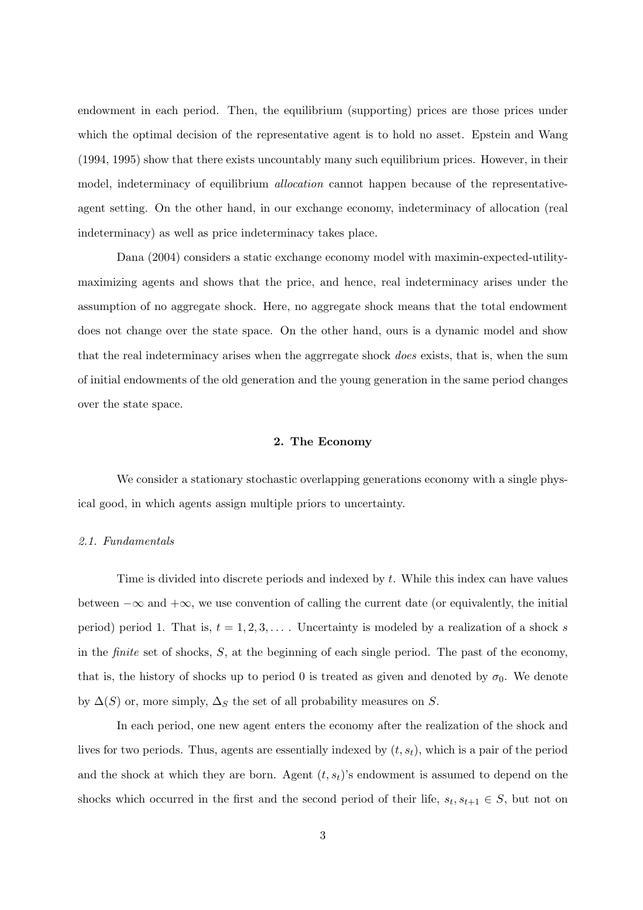endowment in each period. Then, the equilibrium (supporting) prices are those prices under which the optimal decision of the representative agent is to hold no asset. Epstein and Wang (1994, 1995) show that there exists uncountably many such equilibrium prices. However, in their model, indeterminacy of equilibrium *allocation* cannot happen because of the representative-agent setting. On the other hand, in our exchange economy, indeterminacy of allocation (real indeterminacy) as well as price indeterminacy takes place.

Dana (2004) considers a static exchange economy model with maximin-expected-utility-maximizing agents and shows that the price, and hence, real indeterminacy arises under the assumption of no aggregate shock. Here, no aggregate shock means that the total endowment does not change over the state space. On the other hand, ours is a dynamic model and show that the real indeterminacy arises when the aggrregate shock *does* exists, that is, when the sum of initial endowments of the old generation and the young generation in the same period changes over the state space.

## 2. The Economy

We consider a stationary stochastic overlapping generations economy with a single physical good, in which agents assign multiple priors to uncertainty.

### *2.1. Fundamentals*

Time is divided into discrete periods and indexed by $t$. While this index can have values between $-\infty$ and $+\infty$, we use convention of calling the current date (or equivalently, the initial period) period 1. That is, $t = 1, 2, 3, \dots$. Uncertainty is modeled by a realization of a shock $s$ in the *finite* set of shocks, $S$, at the beginning of each single period. The past of the economy, that is, the history of shocks up to period 0 is treated as given and denoted by $\sigma_0$. We denote by $\Delta(S)$ or, more simply, $\Delta_S$ the set of all probability measures on $S$.

In each period, one new agent enters the economy after the realization of the shock and lives for two periods. Thus, agents are essentially indexed by $(t, s_t)$, which is a pair of the period and the shock at which they are born. Agent $(t, s_t)$'s endowment is assumed to depend on the shocks which occurred in the first and the second period of their life, $s_t, s_{t+1} \in S$, but not on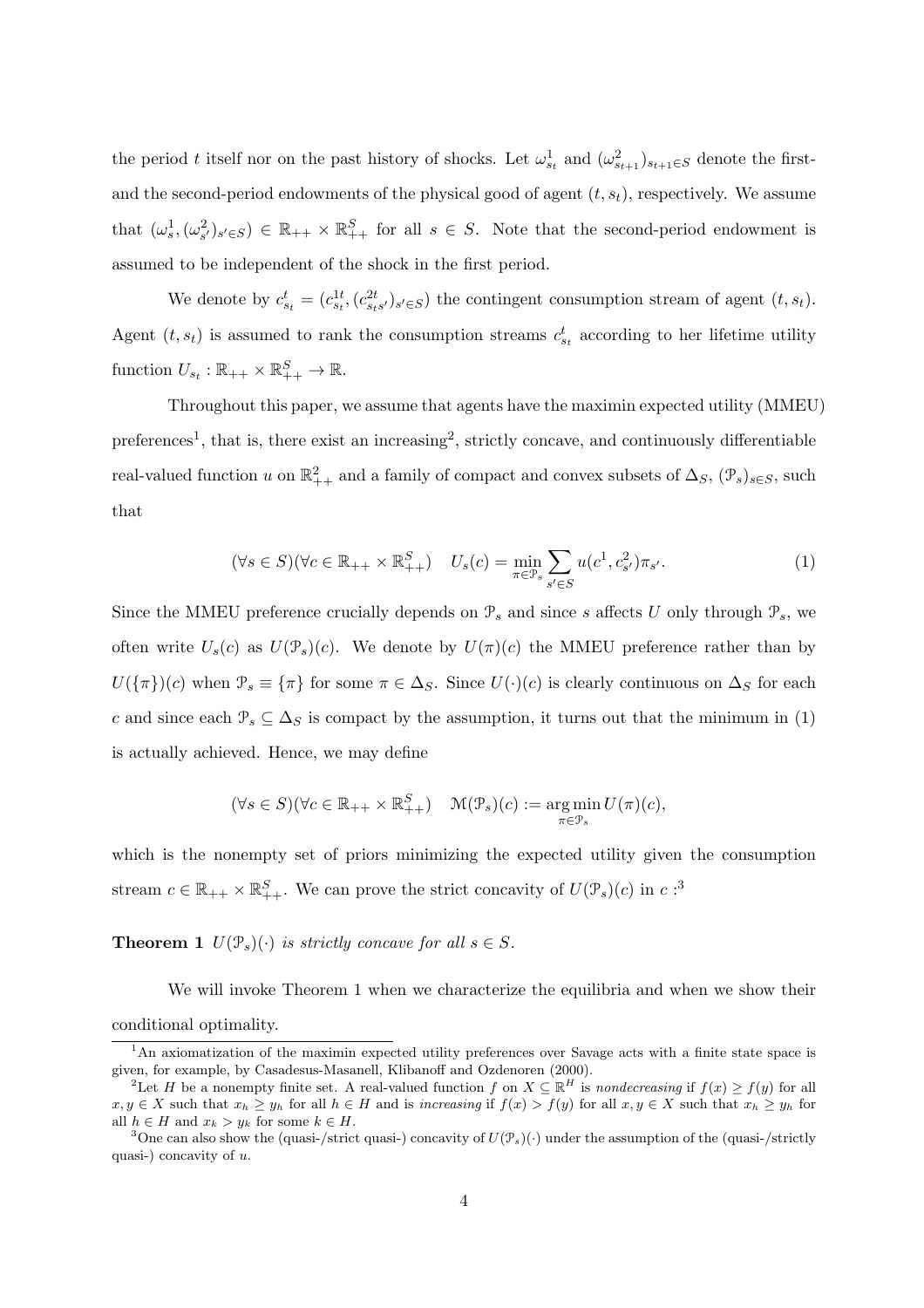the period $t$ itself nor on the past history of shocks. Let $\omega^1_{s_t}$ and $(\omega^2_{s_{t+1}})_{s_{t+1}\in S}$ denote the first- and the second-period endowments of the physical good of agent $(t, s_t)$, respectively. We assume that $(\omega^1_s, (\omega^2_{s'})_{s'\in S}) \in \mathbb{R}_{++} \times \mathbb{R}^S_{++}$ for all $s \in S$. Note that the second-period endowment is assumed to be independent of the shock in the first period.

We denote by $c^t_{s_t} = (c^{1t}_{s_t}, (c^{2t}_{s_t s'})_{s'\in S})$ the contingent consumption stream of agent $(t, s_t)$. Agent $(t, s_t)$ is assumed to rank the consumption streams $c^t_{s_t}$ according to her lifetime utility function $U_{s_t} : \mathbb{R}_{++} \times \mathbb{R}^S_{++} \to \mathbb{R}$.

Throughout this paper, we assume that agents have the maximin expected utility (MMEU) preferences[1], that is, there exist an increasing[2], strictly concave, and continuously differentiable real-valued function $u$ on $\mathbb{R}^2_{++}$ and a family of compact and convex subsets of $\Delta_S$, $(\mathcal{P}_s)_{s\in S}$, such that

$$(\forall s \in S)(\forall c \in \mathbb{R}_{++} \times \mathbb{R}^S_{++}) \quad U_s(c) = \min_{\pi\in\mathcal{P}_s} \sum_{s'\in S} u(c^1, c^2_{s'})\pi_{s'}. \tag{1}$$

Since the MMEU preference crucially depends on $\mathcal{P}_s$ and since $s$ affects $U$ only through $\mathcal{P}_s$, we often write $U_s(c)$ as $U(\mathcal{P}_s)(c)$. We denote by $U(\pi)(c)$ the MMEU preference rather than by $U(\{\pi\})(c)$ when $\mathcal{P}_s \equiv \{\pi\}$ for some $\pi \in \Delta_S$. Since $U(\cdot)(c)$ is clearly continuous on $\Delta_S$ for each $c$ and since each $\mathcal{P}_s \subseteq \Delta_S$ is compact by the assumption, it turns out that the minimum in (1) is actually achieved. Hence, we may define

$$(\forall s \in S)(\forall c \in \mathbb{R}_{++} \times \mathbb{R}^S_{++}) \quad \mathcal{M}(\mathcal{P}_s)(c) := \arg\min_{\pi\in\mathcal{P}_s} U(\pi)(c),$$

which is the nonempty set of priors minimizing the expected utility given the consumption stream $c \in \mathbb{R}_{++} \times \mathbb{R}^S_{++}$. We can prove the strict concavity of $U(\mathcal{P}_s)(c)$ in $c$ :[3]

**Theorem 1** *$U(\mathcal{P}_s)(\cdot)$ is strictly concave for all $s \in S$.*

We will invoke Theorem 1 when we characterize the equilibria and when we show their conditional optimality.

---

[1] An axiomatization of the maximin expected utility preferences over Savage acts with a finite state space is given, for example, by Casadesus-Masanell, Klibanoff and Ozdenoren (2000).

[2] Let $H$ be a nonempty finite set. A real-valued function $f$ on $X \subseteq \mathbb{R}^H$ is *nondecreasing* if $f(x) \geq f(y)$ for all $x, y \in X$ such that $x_h \geq y_h$ for all $h \in H$ and is *increasing* if $f(x) > f(y)$ for all $x, y \in X$ such that $x_h \geq y_h$ for all $h \in H$ and $x_k > y_k$ for some $k \in H$.

[3] One can also show the (quasi-/strict quasi-) concavity of $U(\mathcal{P}_s)(\cdot)$ under the assumption of the (quasi-/strictly quasi-) concavity of $u$.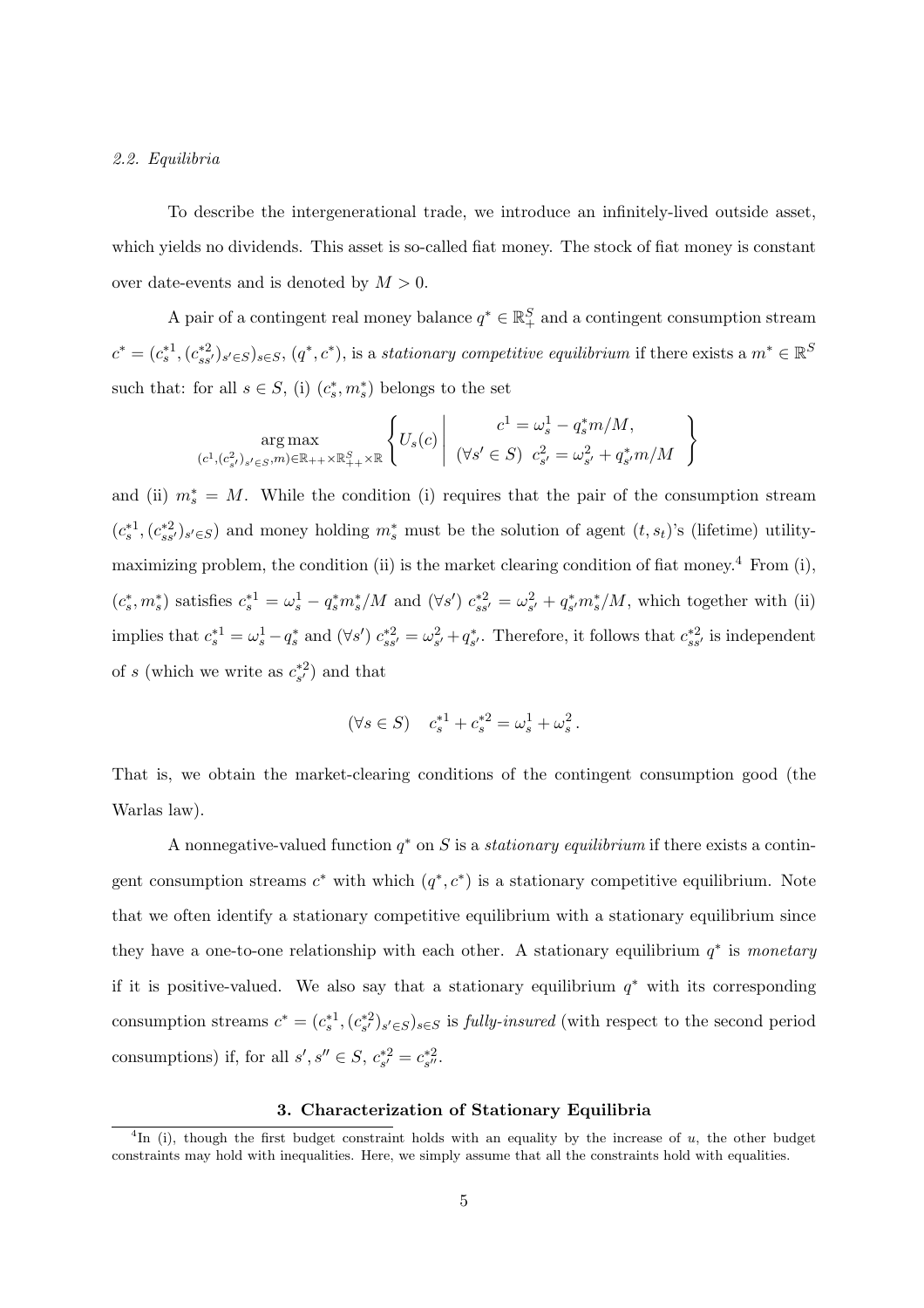### 2.2. Equilibria

To describe the intergenerational trade, we introduce an infinitely-lived outside asset, which yields no dividends. This asset is so-called fiat money. The stock of fiat money is constant over date-events and is denoted by $M > 0$.

A pair of a contingent real money balance $q^* \in \mathbb{R}^S_+$ and a contingent consumption stream $c^* = (c^{*1}_s, (c^{*2}_{ss'})_{s' \in S})_{s \in S}$, $(q^*, c^*)$, is a *stationary competitive equilibrium* if there exists a $m^* \in \mathbb{R}^S$ such that: for all $s \in S$, (i) $(c^*_s, m^*_s)$ belongs to the set

$$\underset{(c^1,(c^2_{s'})_{s'\in S},m)\in\mathbb{R}_{++}\times\mathbb{R}^S_{++}\times\mathbb{R}}{\arg\max} \left\{ U_s(c) \;\middle|\; \begin{array}{c} c^1 = \omega^1_s - q^*_s m/M, \\ (\forall s' \in S)\;\; c^2_{s'} = \omega^2_{s'} + q^*_{s'} m/M \end{array} \right\}$$

and (ii) $m^*_s = M$. While the condition (i) requires that the pair of the consumption stream $(c^{*1}_s, (c^{*2}_{ss'})_{s' \in S})$ and money holding $m^*_s$ must be the solution of agent $(t, s_t)$'s (lifetime) utility-maximizing problem, the condition (ii) is the market clearing condition of fiat money.[4] From (i), $(c^*_s, m^*_s)$ satisfies $c^{*1}_s = \omega^1_s - q^*_s m^*_s/M$ and $(\forall s')$ $c^{*2}_{ss'} = \omega^2_{s'} + q^*_{s'} m^*_s/M$, which together with (ii) implies that $c^{*1}_s = \omega^1_s - q^*_s$ and $(\forall s')$ $c^{*2}_{ss'} = \omega^2_{s'} + q^*_{s'}$. Therefore, it follows that $c^{*2}_{ss'}$ is independent of $s$ (which we write as $c^{*2}_{s'}$) and that

$$(\forall s \in S) \quad c^{*1}_s + c^{*2}_s = \omega^1_s + \omega^2_s \,.$$

That is, we obtain the market-clearing conditions of the contingent consumption good (the Warlas law).

A nonnegative-valued function $q^*$ on $S$ is a *stationary equilibrium* if there exists a contingent consumption streams $c^*$ with which $(q^*, c^*)$ is a stationary competitive equilibrium. Note that we often identify a stationary competitive equilibrium with a stationary equilibrium since they have a one-to-one relationship with each other. A stationary equilibrium $q^*$ is *monetary* if it is positive-valued. We also say that a stationary equilibrium $q^*$ with its corresponding consumption streams $c^* = (c^{*1}_s, (c^{*2}_{s'})_{s' \in S})_{s \in S}$ is *fully-insured* (with respect to the second period consumptions) if, for all $s', s'' \in S$, $c^{*2}_{s'} = c^{*2}_{s''}$.

## 3. Characterization of Stationary Equilibria

[4] In (i), though the first budget constraint holds with an equality by the increase of $u$, the other budget constraints may hold with inequalities. Here, we simply assume that all the constraints hold with equalities.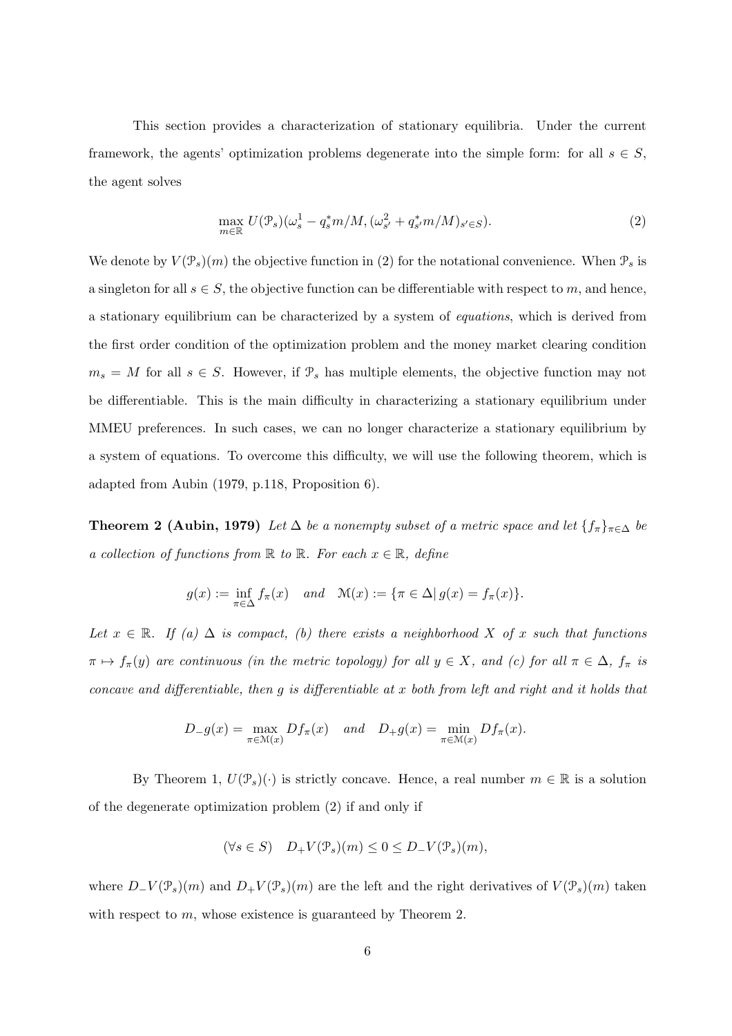This section provides a characterization of stationary equilibria. Under the current framework, the agents' optimization problems degenerate into the simple form: for all $s \in S$, the agent solves

$$\max_{m \in \mathbb{R}} U(\mathcal{P}_s)(\omega_s^1 - q_s^* m/M, (\omega_{s'}^2 + q_{s'}^* m/M)_{s' \in S}). \tag{2}$$

We denote by $V(\mathcal{P}_s)(m)$ the objective function in (2) for the notational convenience. When $\mathcal{P}_s$ is a singleton for all $s \in S$, the objective function can be differentiable with respect to $m$, and hence, a stationary equilibrium can be characterized by a system of *equations*, which is derived from the first order condition of the optimization problem and the money market clearing condition $m_s = M$ for all $s \in S$. However, if $\mathcal{P}_s$ has multiple elements, the objective function may not be differentiable. This is the main difficulty in characterizing a stationary equilibrium under MMEU preferences. In such cases, we can no longer characterize a stationary equilibrium by a system of equations. To overcome this difficulty, we will use the following theorem, which is adapted from Aubin (1979, p.118, Proposition 6).

**Theorem 2 (Aubin, 1979)** *Let $\Delta$ be a nonempty subset of a metric space and let $\{f_\pi\}_{\pi \in \Delta}$ be a collection of functions from $\mathbb{R}$ to $\mathbb{R}$. For each $x \in \mathbb{R}$, define*

$$g(x) := \inf_{\pi \in \Delta} f_\pi(x) \quad \text{and} \quad \mathcal{M}(x) := \{\pi \in \Delta \mid g(x) = f_\pi(x)\}.$$

*Let $x \in \mathbb{R}$. If (a) $\Delta$ is compact, (b) there exists a neighborhood $X$ of $x$ such that functions $\pi \mapsto f_\pi(y)$ are continuous (in the metric topology) for all $y \in X$, and (c) for all $\pi \in \Delta$, $f_\pi$ is concave and differentiable, then $g$ is differentiable at $x$ both from left and right and it holds that*

$$D_- g(x) = \max_{\pi \in \mathcal{M}(x)} Df_\pi(x) \quad \text{and} \quad D_+ g(x) = \min_{\pi \in \mathcal{M}(x)} Df_\pi(x).$$

By Theorem 1, $U(\mathcal{P}_s)(\cdot)$ is strictly concave. Hence, a real number $m \in \mathbb{R}$ is a solution of the degenerate optimization problem (2) if and only if

$$(\forall s \in S) \quad D_+ V(\mathcal{P}_s)(m) \leq 0 \leq D_- V(\mathcal{P}_s)(m),$$

where $D_- V(\mathcal{P}_s)(m)$ and $D_+ V(\mathcal{P}_s)(m)$ are the left and the right derivatives of $V(\mathcal{P}_s)(m)$ taken with respect to $m$, whose existence is guaranteed by Theorem 2.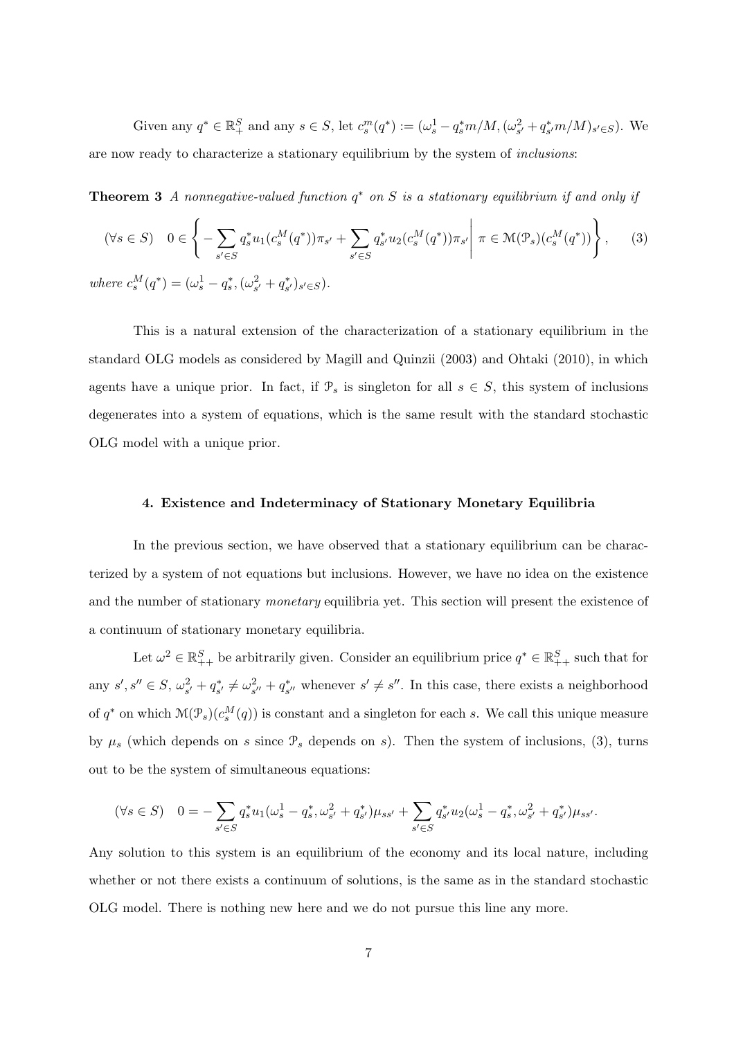Given any $q^* \in \mathbb{R}^S_+$ and any $s \in S$, let $c^m_s(q^*) := (\omega^1_s - q^*_s m/M, (\omega^2_{s'} + q^*_{s'} m/M)_{s' \in S})$. We are now ready to characterize a stationary equilibrium by the system of *inclusions*:

**Theorem 3** *A nonnegative-valued function $q^*$ on $S$ is a stationary equilibrium if and only if*

$$(\forall s \in S) \quad 0 \in \left\{ -\sum_{s' \in S} q^*_s u_1(c^M_s(q^*))\pi_{s'} + \sum_{s' \in S} q^*_{s'} u_2(c^M_s(q^*))\pi_{s'} \,\middle|\, \pi \in \mathcal{M}(\mathcal{P}_s)(c^M_s(q^*)) \right\}, \tag{3}$$

*where $c^M_s(q^*) = (\omega^1_s - q^*_s, (\omega^2_{s'} + q^*_{s'})_{s' \in S})$.*

This is a natural extension of the characterization of a stationary equilibrium in the standard OLG models as considered by Magill and Quinzii (2003) and Ohtaki (2010), in which agents have a unique prior. In fact, if $\mathcal{P}_s$ is singleton for all $s \in S$, this system of inclusions degenerates into a system of equations, which is the same result with the standard stochastic OLG model with a unique prior.

## 4. Existence and Indeterminacy of Stationary Monetary Equilibria

In the previous section, we have observed that a stationary equilibrium can be characterized by a system of not equations but inclusions. However, we have no idea on the existence and the number of stationary *monetary* equilibria yet. This section will present the existence of a continuum of stationary monetary equilibria.

Let $\omega^2 \in \mathbb{R}^S_{++}$ be arbitrarily given. Consider an equilibrium price $q^* \in \mathbb{R}^S_{++}$ such that for any $s', s'' \in S$, $\omega^2_{s'} + q^*_{s'} \neq \omega^2_{s''} + q^*_{s''}$ whenever $s' \neq s''$. In this case, there exists a neighborhood of $q^*$ on which $\mathcal{M}(\mathcal{P}_s)(c^M_s(q))$ is constant and a singleton for each $s$. We call this unique measure by $\mu_s$ (which depends on $s$ since $\mathcal{P}_s$ depends on $s$). Then the system of inclusions, (3), turns out to be the system of simultaneous equations:

$$(\forall s \in S) \quad 0 = -\sum_{s' \in S} q^*_s u_1(\omega^1_s - q^*_s, \omega^2_{s'} + q^*_{s'})\mu_{ss'} + \sum_{s' \in S} q^*_{s'} u_2(\omega^1_s - q^*_s, \omega^2_{s'} + q^*_{s'})\mu_{ss'}.$$

Any solution to this system is an equilibrium of the economy and its local nature, including whether or not there exists a continuum of solutions, is the same as in the standard stochastic OLG model. There is nothing new here and we do not pursue this line any more.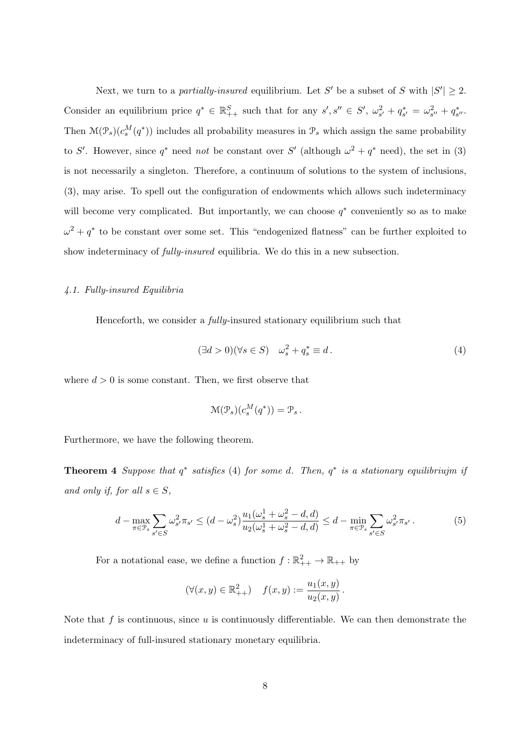Next, we turn to a *partially-insured* equilibrium. Let $S'$ be a subset of $S$ with $|S'| \geq 2$. Consider an equilibrium price $q^* \in \mathbb{R}^S_{++}$ such that for any $s', s'' \in S'$, $\omega^2_{s'} + q^*_{s'} = \omega^2_{s''} + q^*_{s''}$. Then $\mathcal{M}(\mathcal{P}_s)(c^M_s(q^*))$ includes all probability measures in $\mathcal{P}_s$ which assign the same probability to $S'$. However, since $q^*$ need *not* be constant over $S'$ (although $\omega^2 + q^*$ need), the set in (3) is not necessarily a singleton. Therefore, a continuum of solutions to the system of inclusions, (3), may arise. To spell out the configuration of endowments which allows such indeterminacy will become very complicated. But importantly, we can choose $q^*$ conveniently so as to make $\omega^2 + q^*$ to be constant over some set. This "endogenized flatness" can be further exploited to show indeterminacy of *fully-insured* equilibria. We do this in a new subsection.

### *4.1. Fully-insured Equilibria*

Henceforth, we consider a *fully*-insured stationary equilibrium such that

$$(\exists d > 0)(\forall s \in S) \quad \omega^2_s + q^*_s \equiv d\,. \tag{4}$$

where $d > 0$ is some constant. Then, we first observe that

$$\mathcal{M}(\mathcal{P}_s)(c^M_s(q^*)) = \mathcal{P}_s\,.$$

Furthermore, we have the following theorem.

**Theorem 4** *Suppose that $q^*$ satisfies (4) for some $d$. Then, $q^*$ is a stationary equilibriujm if and only if, for all $s \in S$,*

$$d - \max_{\pi \in \mathcal{P}_s} \sum_{s' \in S} \omega^2_{s'} \pi_{s'} \leq (d - \omega^2_s) \frac{u_1(\omega^1_s + \omega^2_s - d, d)}{u_2(\omega^1_s + \omega^2_s - d, d)} \leq d - \min_{\pi \in \mathcal{P}_s} \sum_{s' \in S} \omega^2_{s'} \pi_{s'}\,. \tag{5}$$

For a notational ease, we define a function $f : \mathbb{R}^2_{++} \to \mathbb{R}_{++}$ by

$$(\forall (x, y) \in \mathbb{R}^2_{++}) \quad f(x, y) := \frac{u_1(x, y)}{u_2(x, y)}\,.$$

Note that $f$ is continuous, since $u$ is continuously differentiable. We can then demonstrate the indeterminacy of full-insured stationary monetary equilibria.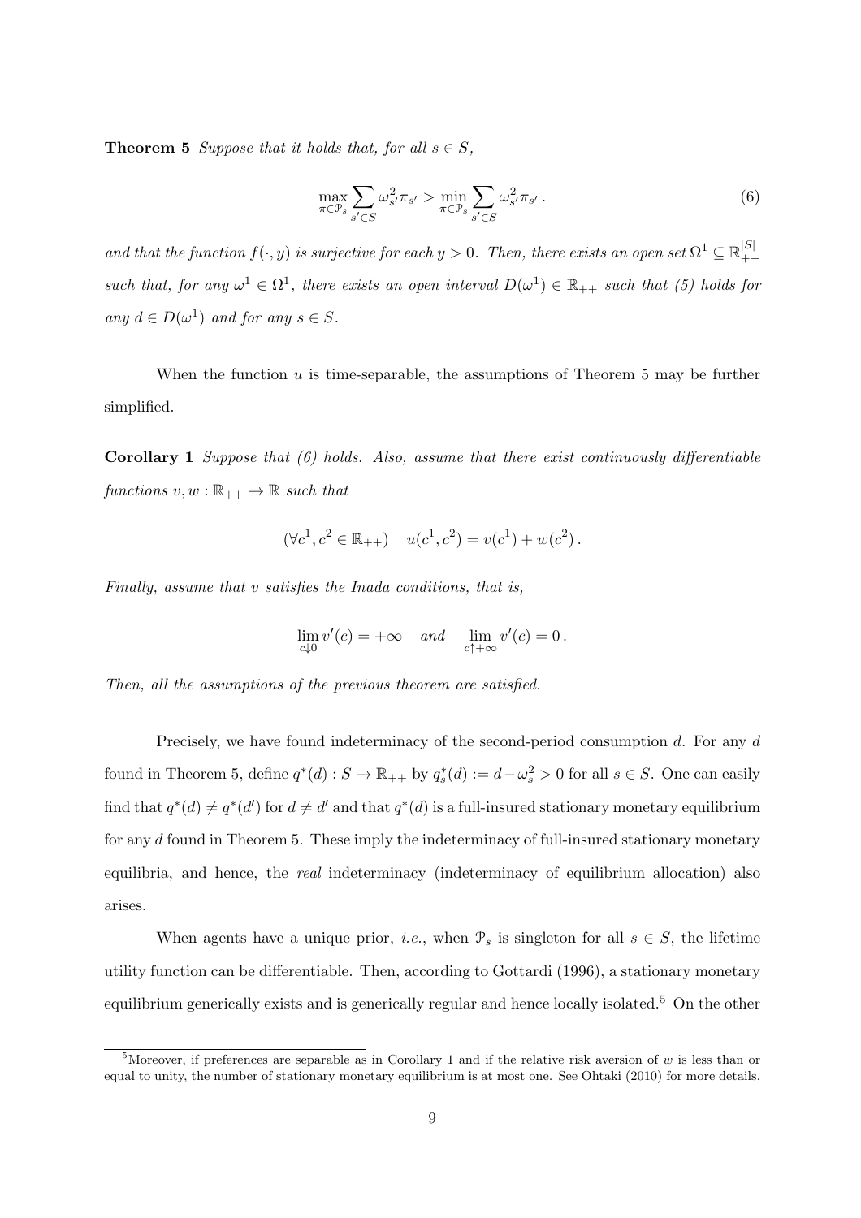**Theorem 5** *Suppose that it holds that, for all $s \in S$,*

$$\max_{\pi \in \mathcal{P}_s} \sum_{s' \in S} \omega_{s'}^2 \pi_{s'} > \min_{\pi \in \mathcal{P}_s} \sum_{s' \in S} \omega_{s'}^2 \pi_{s'} \,. \tag{6}$$

*and that the function $f(\cdot, y)$ is surjective for each $y > 0$. Then, there exists an open set $\Omega^1 \subseteq \mathbb{R}_{++}^{|S|}$ such that, for any $\omega^1 \in \Omega^1$, there exists an open interval $D(\omega^1) \in \mathbb{R}_{++}$ such that (5) holds for any $d \in D(\omega^1)$ and for any $s \in S$.*

When the function $u$ is time-separable, the assumptions of Theorem 5 may be further simplified.

**Corollary 1** *Suppose that (6) holds. Also, assume that there exist continuously differentiable functions $v, w : \mathbb{R}_{++} \to \mathbb{R}$ such that*

$$(\forall c^1, c^2 \in \mathbb{R}_{++}) \quad u(c^1, c^2) = v(c^1) + w(c^2) \,.$$

*Finally, assume that $v$ satisfies the Inada conditions, that is,*

$$\lim_{c \downarrow 0} v'(c) = +\infty \quad \textit{and} \quad \lim_{c \uparrow +\infty} v'(c) = 0 \,.$$

*Then, all the assumptions of the previous theorem are satisfied.*

Precisely, we have found indeterminacy of the second-period consumption $d$. For any $d$ found in Theorem 5, define $q^*(d) : S \to \mathbb{R}_{++}$ by $q_s^*(d) := d - \omega_s^2 > 0$ for all $s \in S$. One can easily find that $q^*(d) \neq q^*(d')$ for $d \neq d'$ and that $q^*(d)$ is a full-insured stationary monetary equilibrium for any $d$ found in Theorem 5. These imply the indeterminacy of full-insured stationary monetary equilibria, and hence, the *real* indeterminacy (indeterminacy of equilibrium allocation) also arises.

When agents have a unique prior, *i.e.*, when $\mathcal{P}_s$ is singleton for all $s \in S$, the lifetime utility function can be differentiable. Then, according to Gottardi (1996), a stationary monetary equilibrium generically exists and is generically regular and hence locally isolated.[5] On the other

[5] Moreover, if preferences are separable as in Corollary 1 and if the relative risk aversion of $w$ is less than or equal to unity, the number of stationary monetary equilibrium is at most one. See Ohtaki (2010) for more details.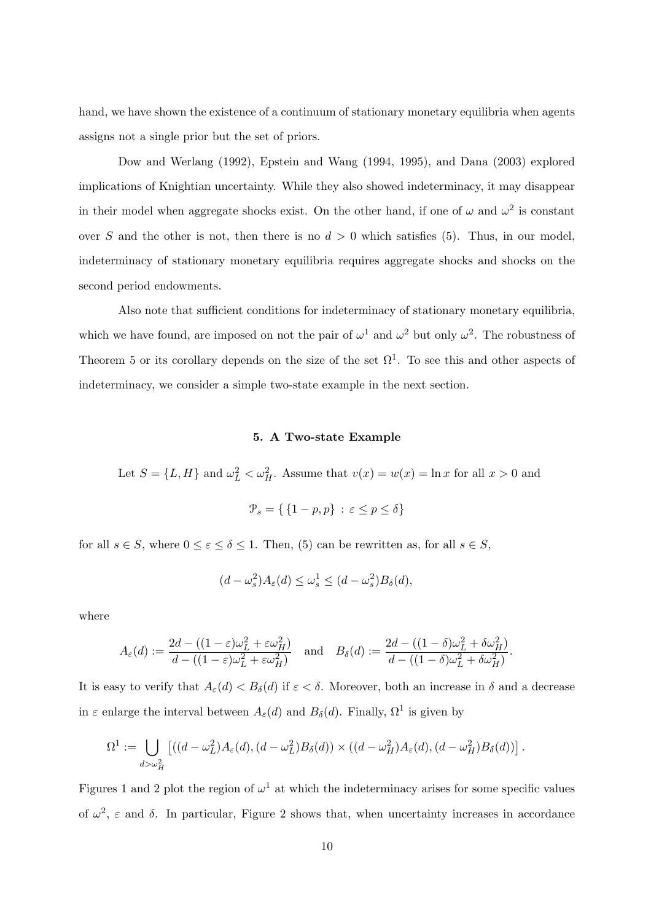hand, we have shown the existence of a continuum of stationary monetary equilibria when agents assigns not a single prior but the set of priors.

Dow and Werlang (1992), Epstein and Wang (1994, 1995), and Dana (2003) explored implications of Knightian uncertainty. While they also showed indeterminacy, it may disappear in their model when aggregate shocks exist. On the other hand, if one of $\omega$ and $\omega^2$ is constant over $S$ and the other is not, then there is no $d > 0$ which satisfies (5). Thus, in our model, indeterminacy of stationary monetary equilibria requires aggregate shocks and shocks on the second period endowments.

Also note that sufficient conditions for indeterminacy of stationary monetary equilibria, which we have found, are imposed on not the pair of $\omega^1$ and $\omega^2$ but only $\omega^2$. The robustness of Theorem 5 or its corollary depends on the size of the set $\Omega^1$. To see this and other aspects of indeterminacy, we consider a simple two-state example in the next section.

## 5. A Two-state Example

Let $S = \{L, H\}$ and $\omega^2_L < \omega^2_H$. Assume that $v(x) = w(x) = \ln x$ for all $x > 0$ and

$$\mathcal{P}_s = \{\, \{1-p, p\} \,:\, \varepsilon \leq p \leq \delta \}$$

for all $s \in S$, where $0 \leq \varepsilon \leq \delta \leq 1$. Then, (5) can be rewritten as, for all $s \in S$,

$$(d - \omega^2_s) A_\varepsilon(d) \leq \omega^1_s \leq (d - \omega^2_s) B_\delta(d),$$

where

$$A_\varepsilon(d) := \frac{2d - ((1-\varepsilon)\omega^2_L + \varepsilon\omega^2_H)}{d - ((1-\varepsilon)\omega^2_L + \varepsilon\omega^2_H)} \quad \text{and} \quad B_\delta(d) := \frac{2d - ((1-\delta)\omega^2_L + \delta\omega^2_H)}{d - ((1-\delta)\omega^2_L + \delta\omega^2_H)}.$$

It is easy to verify that $A_\varepsilon(d) < B_\delta(d)$ if $\varepsilon < \delta$. Moreover, both an increase in $\delta$ and a decrease in $\varepsilon$ enlarge the interval between $A_\varepsilon(d)$ and $B_\delta(d)$. Finally, $\Omega^1$ is given by

$$\Omega^1 := \bigcup_{d > \omega^2_H} \left[ ((d - \omega^2_L) A_\varepsilon(d), (d - \omega^2_L) B_\delta(d)) \times ((d - \omega^2_H) A_\varepsilon(d), (d - \omega^2_H) B_\delta(d)) \right].$$

Figures 1 and 2 plot the region of $\omega^1$ at which the indeterminacy arises for some specific values of $\omega^2$, $\varepsilon$ and $\delta$. In particular, Figure 2 shows that, when uncertainty increases in accordance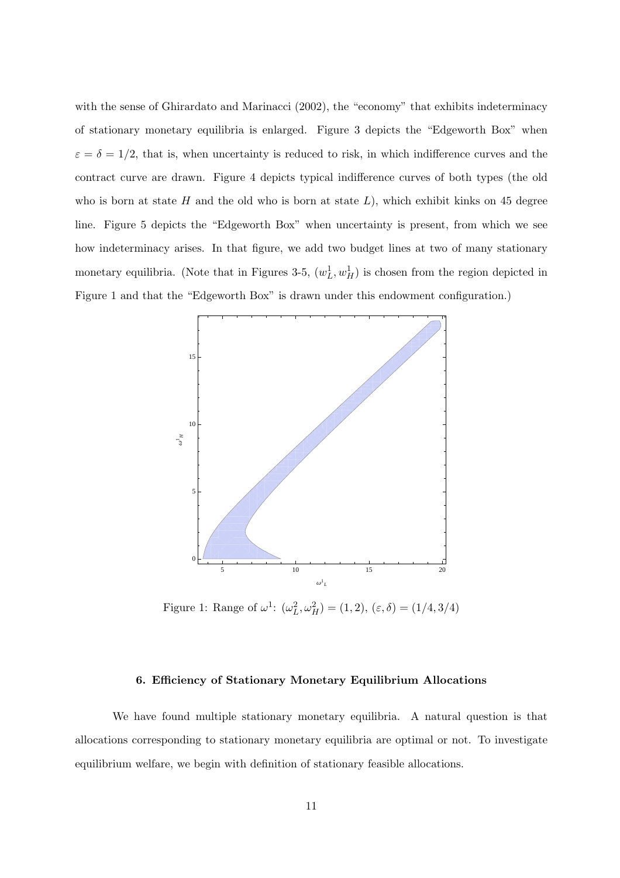with the sense of Ghirardato and Marinacci (2002), the "economy" that exhibits indeterminacy of stationary monetary equilibria is enlarged. Figure 3 depicts the "Edgeworth Box" when $\varepsilon = \delta = 1/2$, that is, when uncertainty is reduced to risk, in which indifference curves and the contract curve are drawn. Figure 4 depicts typical indifference curves of both types (the old who is born at state $H$ and the old who is born at state $L$), which exhibit kinks on 45 degree line. Figure 5 depicts the "Edgeworth Box" when uncertainty is present, from which we see how indeterminacy arises. In that figure, we add two budget lines at two of many stationary monetary equilibria. (Note that in Figures 3-5, $(w_L^1, w_H^1)$ is chosen from the region depicted in Figure 1 and that the "Edgeworth Box" is drawn under this endowment configuration.)

Figure 1: Range of $\omega^1$: $(\omega_L^2, \omega_H^2) = (1, 2)$, $(\varepsilon, \delta) = (1/4, 3/4)$

### 6. Efficiency of Stationary Monetary Equilibrium Allocations

We have found multiple stationary monetary equilibria. A natural question is that allocations corresponding to stationary monetary equilibria are optimal or not. To investigate equilibrium welfare, we begin with definition of stationary feasible allocations.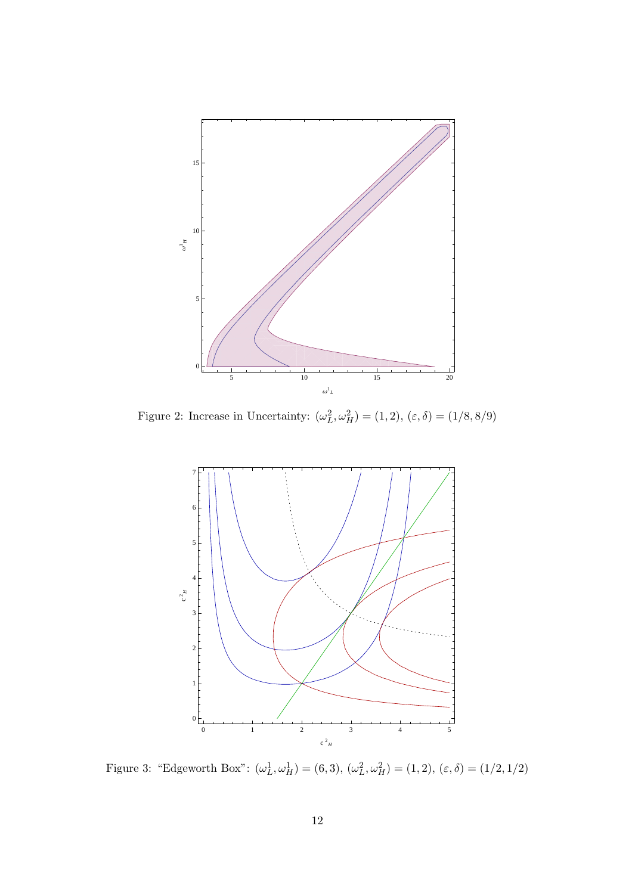Figure 2: Increase in Uncertainty: $(\omega_L^2, \omega_H^2) = (1, 2)$, $(\varepsilon, \delta) = (1/8, 8/9)$

Figure 3: "Edgeworth Box": $(\omega_L^1, \omega_H^1) = (6, 3)$, $(\omega_L^2, \omega_H^2) = (1, 2)$, $(\varepsilon, \delta) = (1/2, 1/2)$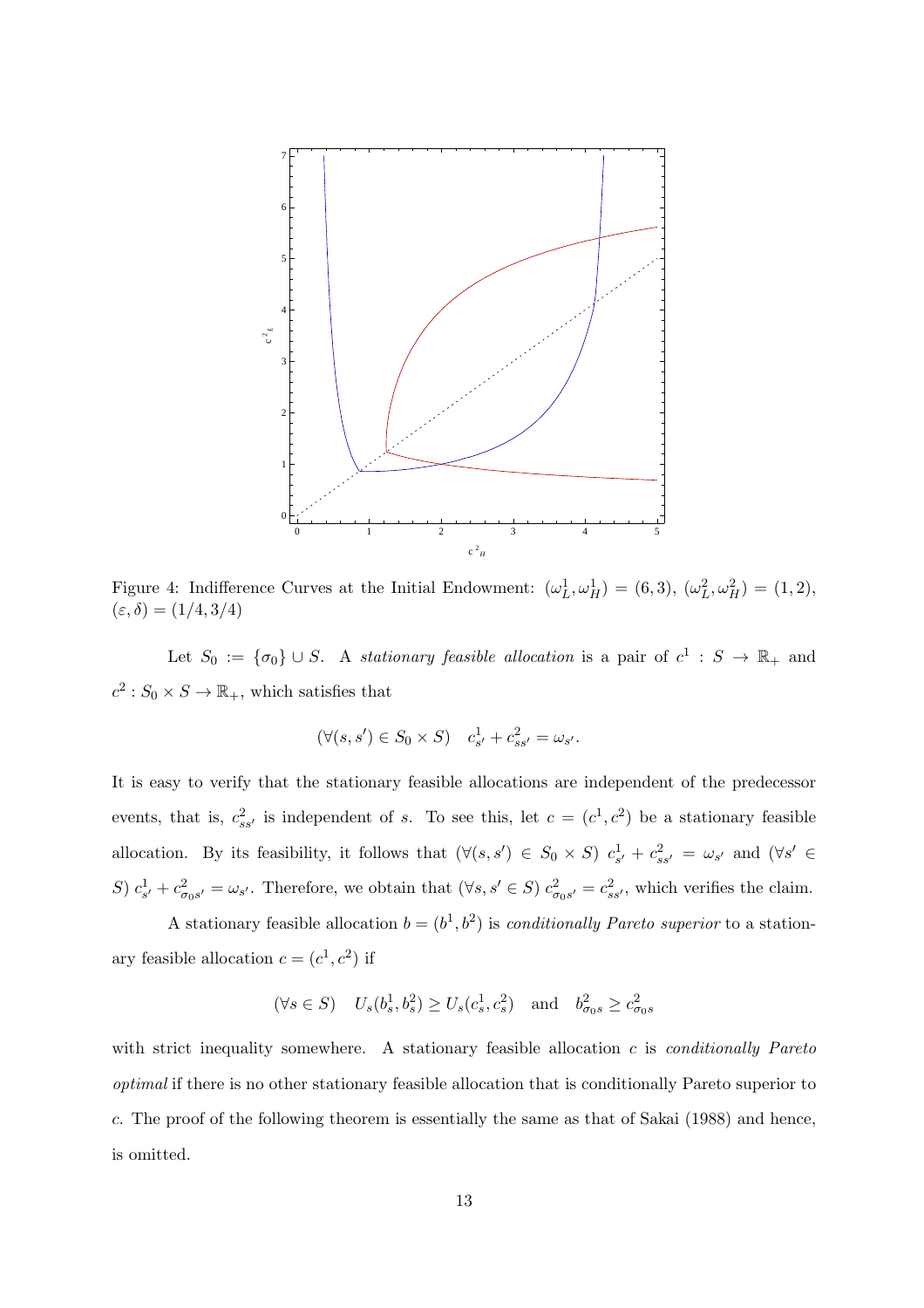Figure 4: Indifference Curves at the Initial Endowment: $(\omega_L^1, \omega_H^1) = (6, 3)$, $(\omega_L^2, \omega_H^2) = (1, 2)$, $(\varepsilon, \delta) = (1/4, 3/4)$

Let $S_0 := \{\sigma_0\} \cup S$. A *stationary feasible allocation* is a pair of $c^1 : S \to \mathbb{R}_+$ and $c^2 : S_0 \times S \to \mathbb{R}_+$, which satisfies that

$$(\forall (s, s') \in S_0 \times S) \quad c_{s'}^1 + c_{ss'}^2 = \omega_{s'}.$$

It is easy to verify that the stationary feasible allocations are independent of the predecessor events, that is, $c_{ss'}^2$ is independent of $s$. To see this, let $c = (c^1, c^2)$ be a stationary feasible allocation. By its feasibility, it follows that $(\forall (s, s') \in S_0 \times S)$ $c_{s'}^1 + c_{ss'}^2 = \omega_{s'}$ and $(\forall s' \in S)$ $c_{s'}^1 + c_{\sigma_0 s'}^2 = \omega_{s'}$. Therefore, we obtain that $(\forall s, s' \in S)$ $c_{\sigma_0 s'}^2 = c_{ss'}^2$, which verifies the claim.

A stationary feasible allocation $b = (b^1, b^2)$ is *conditionally Pareto superior* to a stationary feasible allocation $c = (c^1, c^2)$ if

$$(\forall s \in S) \quad U_s(b_s^1, b_s^2) \geq U_s(c_s^1, c_s^2) \quad \text{and} \quad b_{\sigma_0 s}^2 \geq c_{\sigma_0 s}^2$$

with strict inequality somewhere. A stationary feasible allocation $c$ is *conditionally Pareto optimal* if there is no other stationary feasible allocation that is conditionally Pareto superior to $c$. The proof of the following theorem is essentially the same as that of Sakai (1988) and hence, is omitted.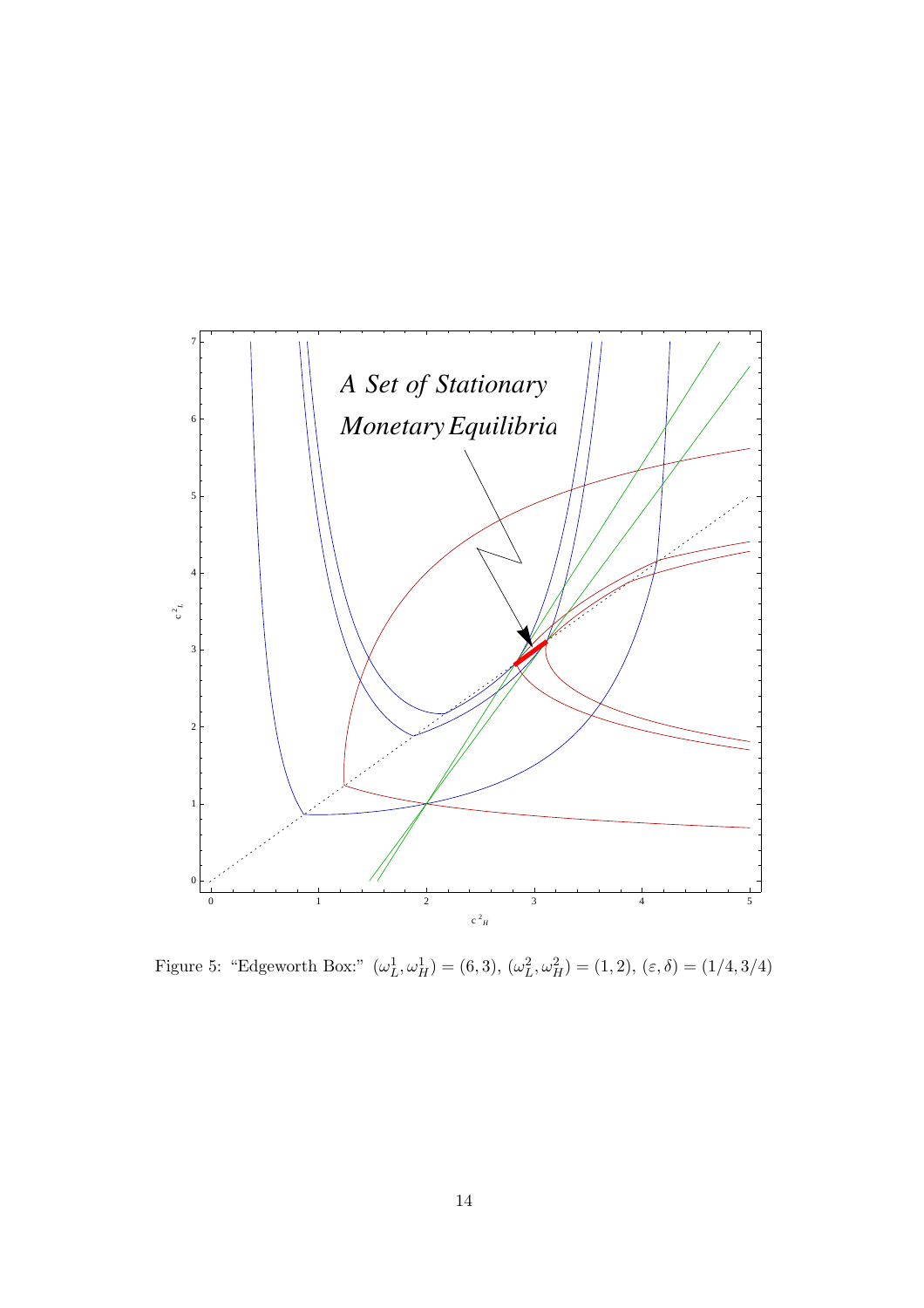Figure 5: "Edgeworth Box:" $(\omega_L^1, \omega_H^1) = (6, 3)$, $(\omega_L^2, \omega_H^2) = (1, 2)$, $(\varepsilon, \delta) = (1/4, 3/4)$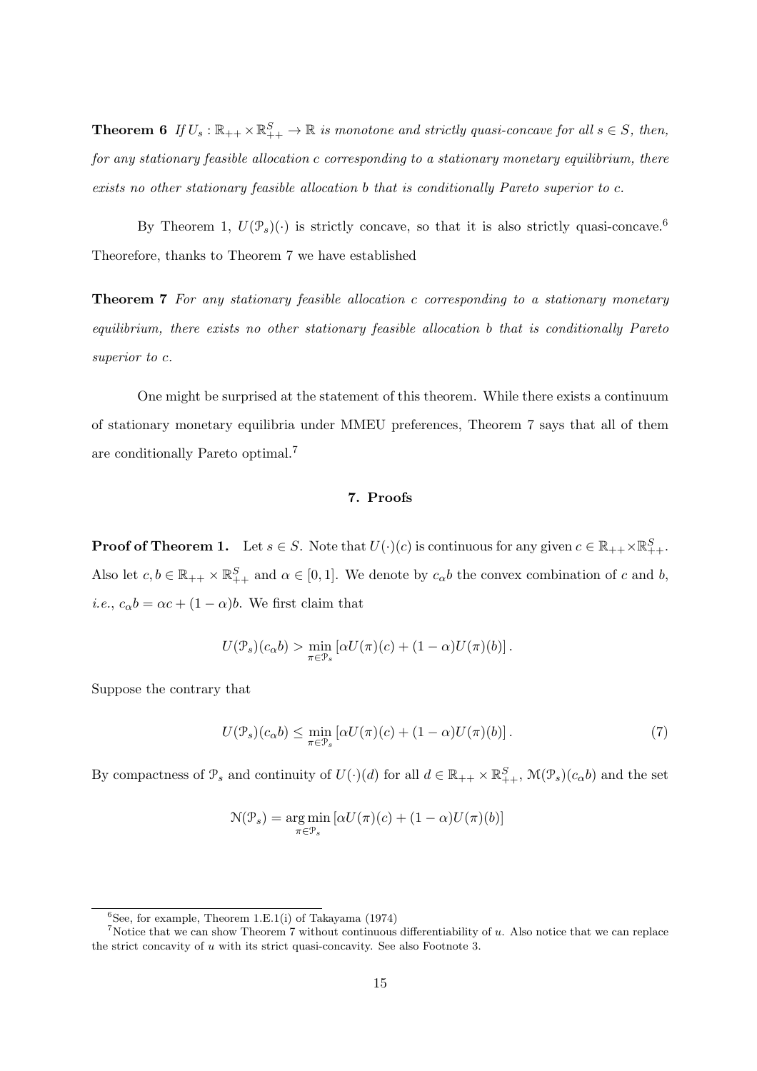**Theorem 6** *If $U_s : \mathbb{R}_{++} \times \mathbb{R}^S_{++} \to \mathbb{R}$ is monotone and strictly quasi-concave for all $s \in S$, then, for any stationary feasible allocation $c$ corresponding to a stationary monetary equilibrium, there exists no other stationary feasible allocation $b$ that is conditionally Pareto superior to $c$.*

By Theorem 1, $U(\mathcal{P}_s)(\cdot)$ is strictly concave, so that it is also strictly quasi-concave.[6] Theorefore, thanks to Theorem 7 we have established

**Theorem 7** *For any stationary feasible allocation $c$ corresponding to a stationary monetary equilibrium, there exists no other stationary feasible allocation $b$ that is conditionally Pareto superior to $c$.*

One might be surprised at the statement of this theorem. While there exists a continuum of stationary monetary equilibria under MMEU preferences, Theorem 7 says that all of them are conditionally Pareto optimal.[7]

## 7. Proofs

**Proof of Theorem 1.** Let $s \in S$. Note that $U(\cdot)(c)$ is continuous for any given $c \in \mathbb{R}_{++} \times \mathbb{R}^S_{++}$. Also let $c, b \in \mathbb{R}_{++} \times \mathbb{R}^S_{++}$ and $\alpha \in [0, 1]$. We denote by $c_\alpha b$ the convex combination of $c$ and $b$, *i.e.*, $c_\alpha b = \alpha c + (1-\alpha) b$. We first claim that

$$U(\mathcal{P}_s)(c_\alpha b) > \min_{\pi \in \mathcal{P}_s} \left[ \alpha U(\pi)(c) + (1-\alpha) U(\pi)(b) \right].$$

Suppose the contrary that

$$U(\mathcal{P}_s)(c_\alpha b) \leq \min_{\pi \in \mathcal{P}_s} \left[ \alpha U(\pi)(c) + (1-\alpha) U(\pi)(b) \right]. \tag{7}$$

By compactness of $\mathcal{P}_s$ and continuity of $U(\cdot)(d)$ for all $d \in \mathbb{R}_{++} \times \mathbb{R}^S_{++}$, $\mathcal{M}(\mathcal{P}_s)(c_\alpha b)$ and the set

$$\mathcal{N}(\mathcal{P}_s) = \operatorname*{arg\,min}_{\pi \in \mathcal{P}_s} \left[ \alpha U(\pi)(c) + (1-\alpha) U(\pi)(b) \right]$$

---

[6] See, for example, Theorem 1.E.1(i) of Takayama (1974)

[7] Notice that we can show Theorem 7 without continuous differentiability of $u$. Also notice that we can replace the strict concavity of $u$ with its strict quasi-concavity. See also Footnote 3.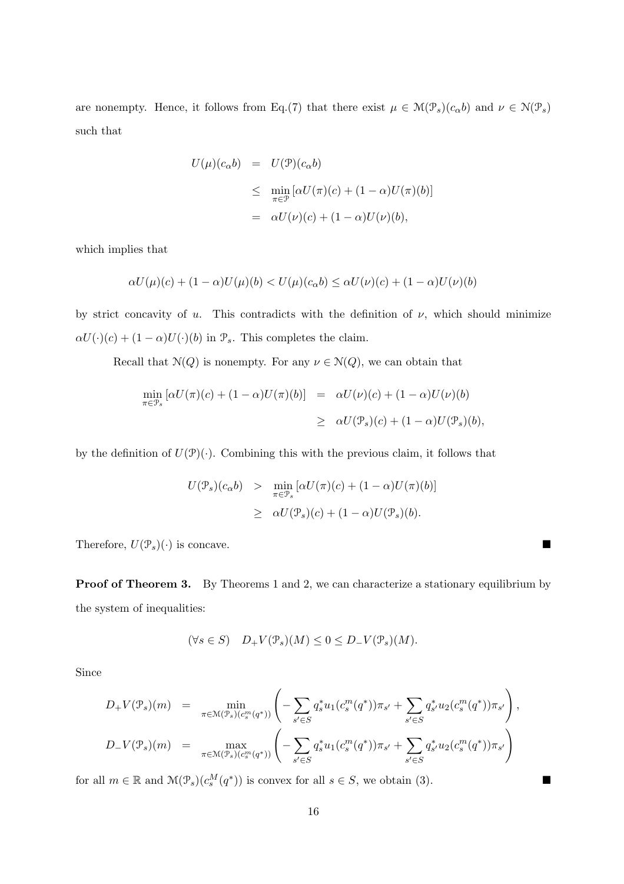are nonempty. Hence, it follows from Eq.(7) that there exist $\mu \in \mathcal{M}(\mathcal{P}_s)(c_\alpha b)$ and $\nu \in \mathcal{N}(\mathcal{P}_s)$ such that

$$
\begin{aligned}
U(\mu)(c_\alpha b) &= U(\mathcal{P})(c_\alpha b) \\
&\leq \min_{\pi \in \mathcal{P}} [\alpha U(\pi)(c) + (1-\alpha) U(\pi)(b)] \\
&= \alpha U(\nu)(c) + (1-\alpha) U(\nu)(b),
\end{aligned}
$$

which implies that

$$
\alpha U(\mu)(c) + (1-\alpha) U(\mu)(b) < U(\mu)(c_\alpha b) \leq \alpha U(\nu)(c) + (1-\alpha) U(\nu)(b)
$$

by strict concavity of $u$. This contradicts with the definition of $\nu$, which should minimize $\alpha U(\cdot)(c) + (1-\alpha) U(\cdot)(b)$ in $\mathcal{P}_s$. This completes the claim.

Recall that $\mathcal{N}(Q)$ is nonempty. For any $\nu \in \mathcal{N}(Q)$, we can obtain that

$$
\begin{aligned}
\min_{\pi \in \mathcal{P}_s} [\alpha U(\pi)(c) + (1-\alpha) U(\pi)(b)] &= \alpha U(\nu)(c) + (1-\alpha) U(\nu)(b) \\
&\geq \alpha U(\mathcal{P}_s)(c) + (1-\alpha) U(\mathcal{P}_s)(b),
\end{aligned}
$$

by the definition of $U(\mathcal{P})(\cdot)$. Combining this with the previous claim, it follows that

$$
\begin{aligned}
U(\mathcal{P}_s)(c_\alpha b) &> \min_{\pi \in \mathcal{P}_s} [\alpha U(\pi)(c) + (1-\alpha) U(\pi)(b)] \\
&\geq \alpha U(\mathcal{P}_s)(c) + (1-\alpha) U(\mathcal{P}_s)(b).
\end{aligned}
$$

Therefore, $U(\mathcal{P}_s)(\cdot)$ is concave. ■

**Proof of Theorem 3.** By Theorems 1 and 2, we can characterize a stationary equilibrium by the system of inequalities:

$$
(\forall s \in S) \quad D_+ V(\mathcal{P}_s)(M) \leq 0 \leq D_- V(\mathcal{P}_s)(M).
$$

Since

$$
\begin{aligned}
D_+ V(\mathcal{P}_s)(m) &= \min_{\pi \in \mathcal{M}(\mathcal{P}_s)(c_s^m(q^*))} \left( -\sum_{s' \in S} q_s^* u_1(c_s^m(q^*)) \pi_{s'} + \sum_{s' \in S} q_{s'}^* u_2(c_s^m(q^*)) \pi_{s'} \right), \\
D_- V(\mathcal{P}_s)(m) &= \max_{\pi \in \mathcal{M}(\mathcal{P}_s)(c_s^m(q^*))} \left( -\sum_{s' \in S} q_s^* u_1(c_s^m(q^*)) \pi_{s'} + \sum_{s' \in S} q_{s'}^* u_2(c_s^m(q^*)) \pi_{s'} \right)
\end{aligned}
$$

for all $m \in \mathbb{R}$ and $\mathcal{M}(\mathcal{P}_s)(c_s^M(q^*))$ is convex for all $s \in S$, we obtain (3). ■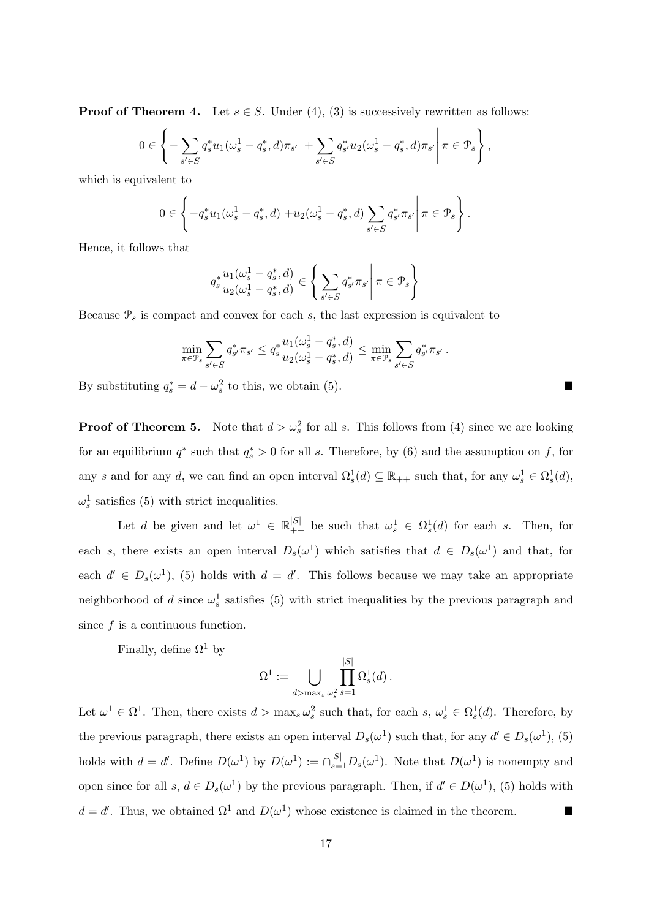**Proof of Theorem 4.** Let $s \in S$. Under (4), (3) is successively rewritten as follows:

$$0 \in \left\{ -\sum_{s' \in S} q_s^* u_1(\omega_s^1 - q_s^*, d)\pi_{s'} \; + \sum_{s' \in S} q_{s'}^* u_2(\omega_s^1 - q_s^*, d)\pi_{s'} \,\middle|\, \pi \in \mathcal{P}_s \right\},$$

which is equivalent to

$$0 \in \left\{ -q_s^* u_1(\omega_s^1 - q_s^*, d) \; + u_2(\omega_s^1 - q_s^*, d) \sum_{s' \in S} q_{s'}^* \pi_{s'} \,\middle|\, \pi \in \mathcal{P}_s \right\}.$$

Hence, it follows that

$$q_s^* \frac{u_1(\omega_s^1 - q_s^*, d)}{u_2(\omega_s^1 - q_s^*, d)} \in \left\{ \sum_{s' \in S} q_{s'}^* \pi_{s'} \,\middle|\, \pi \in \mathcal{P}_s \right\}$$

Because $\mathcal{P}_s$ is compact and convex for each $s$, the last expression is equivalent to

$$\min_{\pi \in \mathcal{P}_s} \sum_{s' \in S} q_{s'}^* \pi_{s'} \leq q_s^* \frac{u_1(\omega_s^1 - q_s^*, d)}{u_2(\omega_s^1 - q_s^*, d)} \leq \min_{\pi \in \mathcal{P}_s} \sum_{s' \in S} q_{s'}^* \pi_{s'}\,.$$

By substituting $q_s^* = d - \omega_s^2$ to this, we obtain (5). ■

**Proof of Theorem 5.** Note that $d > \omega_s^2$ for all $s$. This follows from (4) since we are looking for an equilibrium $q^*$ such that $q_s^* > 0$ for all $s$. Therefore, by (6) and the assumption on $f$, for any $s$ and for any $d$, we can find an open interval $\Omega_s^1(d) \subseteq \mathbb{R}_{++}$ such that, for any $\omega_s^1 \in \Omega_s^1(d)$, $\omega_s^1$ satisfies (5) with strict inequalities.

Let $d$ be given and let $\omega^1 \in \mathbb{R}_{++}^{|S|}$ be such that $\omega_s^1 \in \Omega_s^1(d)$ for each $s$. Then, for each $s$, there exists an open interval $D_s(\omega^1)$ which satisfies that $d \in D_s(\omega^1)$ and that, for each $d' \in D_s(\omega^1)$, (5) holds with $d = d'$. This follows because we may take an appropriate neighborhood of $d$ since $\omega_s^1$ satisfies (5) with strict inequalities by the previous paragraph and since $f$ is a continuous function.

Finally, define $\Omega^1$ by

$$\Omega^1 := \bigcup_{d > \max_s \omega_s^2} \prod_{s=1}^{|S|} \Omega_s^1(d)\,.$$

Let $\omega^1 \in \Omega^1$. Then, there exists $d > \max_s \omega_s^2$ such that, for each $s$, $\omega_s^1 \in \Omega_s^1(d)$. Therefore, by the previous paragraph, there exists an open interval $D_s(\omega^1)$ such that, for any $d' \in D_s(\omega^1)$, (5) holds with $d = d'$. Define $D(\omega^1)$ by $D(\omega^1) := \cap_{s=1}^{|S|} D_s(\omega^1)$. Note that $D(\omega^1)$ is nonempty and open since for all $s$, $d \in D_s(\omega^1)$ by the previous paragraph. Then, if $d' \in D(\omega^1)$, (5) holds with $d = d'$. Thus, we obtained $\Omega^1$ and $D(\omega^1)$ whose existence is claimed in the theorem. ■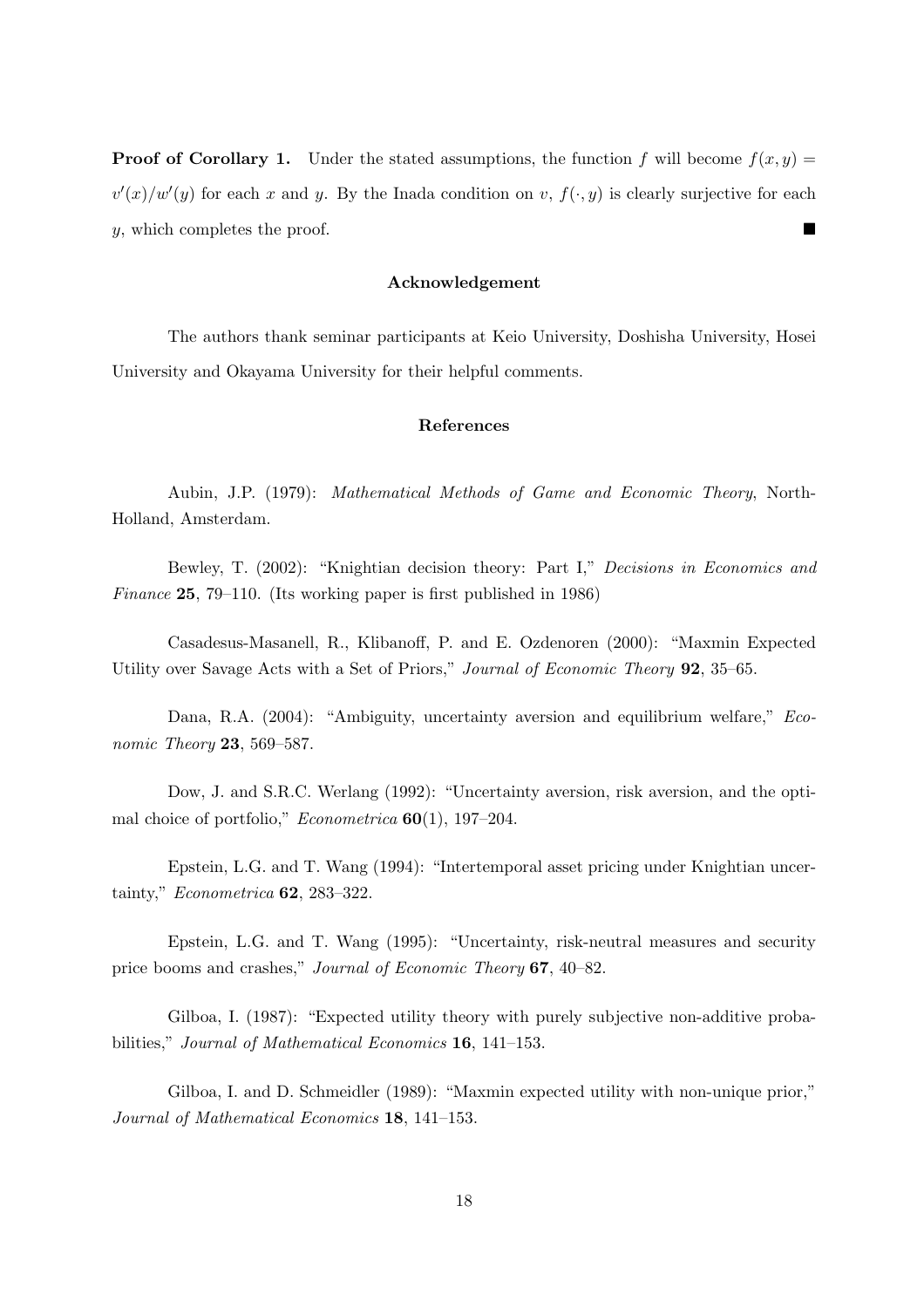**Proof of Corollary 1.** Under the stated assumptions, the function $f$ will become $f(x,y) = v'(x)/w'(y)$ for each $x$ and $y$. By the Inada condition on $v$, $f(\cdot, y)$ is clearly surjective for each $y$, which completes the proof. ■

### Acknowledgement

The authors thank seminar participants at Keio University, Doshisha University, Hosei University and Okayama University for their helpful comments.

### References

Aubin, J.P. (1979): *Mathematical Methods of Game and Economic Theory*, North-Holland, Amsterdam.

Bewley, T. (2002): "Knightian decision theory: Part I," *Decisions in Economics and Finance* **25**, 79–110. (Its working paper is first published in 1986)

Casadesus-Masanell, R., Klibanoff, P. and E. Ozdenoren (2000): "Maxmin Expected Utility over Savage Acts with a Set of Priors," *Journal of Economic Theory* **92**, 35–65.

Dana, R.A. (2004): "Ambiguity, uncertainty aversion and equilibrium welfare," *Economic Theory* **23**, 569–587.

Dow, J. and S.R.C. Werlang (1992): "Uncertainty aversion, risk aversion, and the optimal choice of portfolio," *Econometrica* **60**(1), 197–204.

Epstein, L.G. and T. Wang (1994): "Intertemporal asset pricing under Knightian uncertainty," *Econometrica* **62**, 283–322.

Epstein, L.G. and T. Wang (1995): "Uncertainty, risk-neutral measures and security price booms and crashes," *Journal of Economic Theory* **67**, 40–82.

Gilboa, I. (1987): "Expected utility theory with purely subjective non-additive probabilities," *Journal of Mathematical Economics* **16**, 141–153.

Gilboa, I. and D. Schmeidler (1989): "Maxmin expected utility with non-unique prior," *Journal of Mathematical Economics* **18**, 141–153.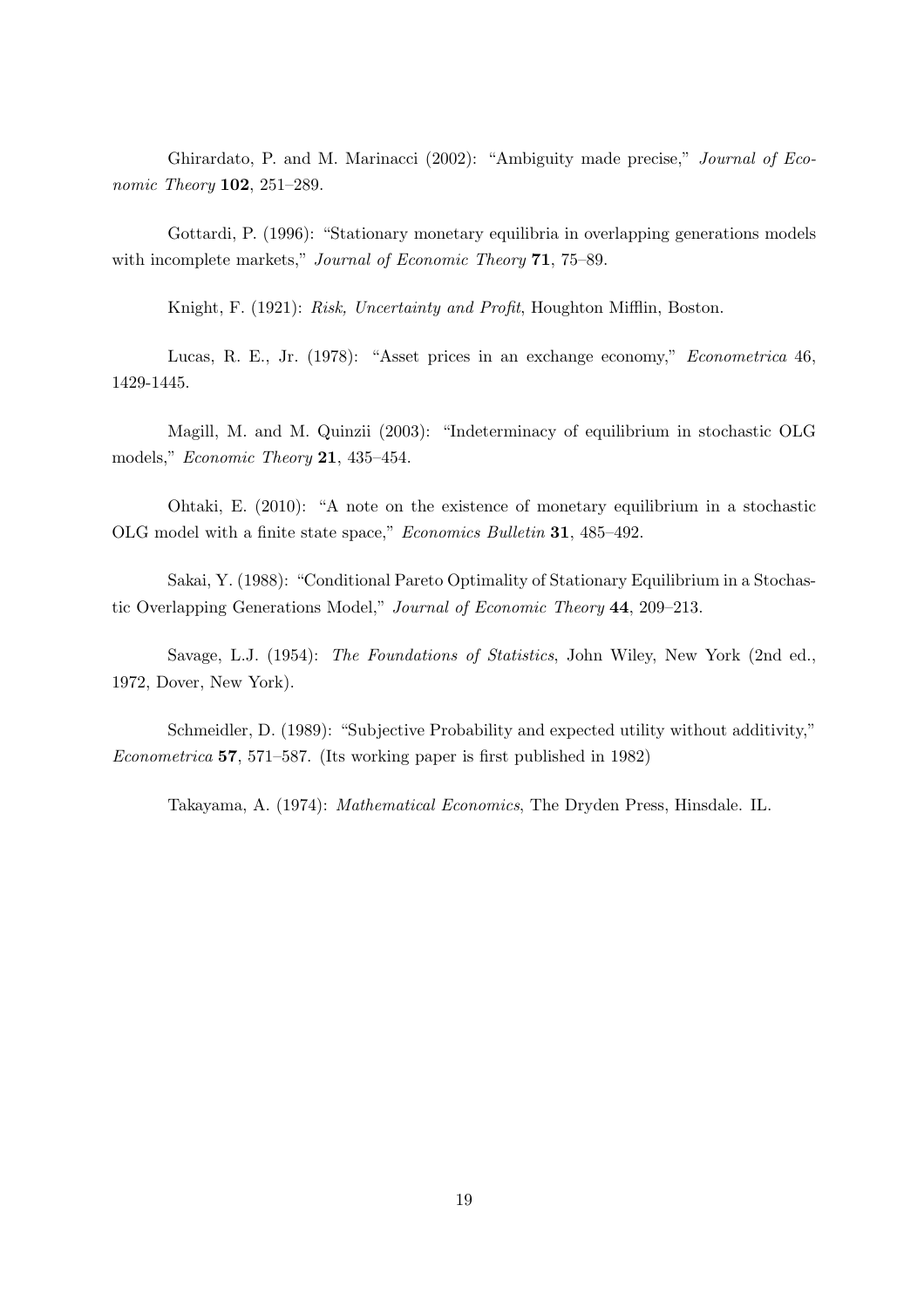Ghirardato, P. and M. Marinacci (2002): "Ambiguity made precise," *Journal of Economic Theory* **102**, 251–289.

Gottardi, P. (1996): "Stationary monetary equilibria in overlapping generations models with incomplete markets," *Journal of Economic Theory* **71**, 75–89.

Knight, F. (1921): *Risk, Uncertainty and Profit*, Houghton Mifflin, Boston.

Lucas, R. E., Jr. (1978): "Asset prices in an exchange economy," *Econometrica* 46, 1429-1445.

Magill, M. and M. Quinzii (2003): "Indeterminacy of equilibrium in stochastic OLG models," *Economic Theory* **21**, 435–454.

Ohtaki, E. (2010): "A note on the existence of monetary equilibrium in a stochastic OLG model with a finite state space," *Economics Bulletin* **31**, 485–492.

Sakai, Y. (1988): "Conditional Pareto Optimality of Stationary Equilibrium in a Stochastic Overlapping Generations Model," *Journal of Economic Theory* **44**, 209–213.

Savage, L.J. (1954): *The Foundations of Statistics*, John Wiley, New York (2nd ed., 1972, Dover, New York).

Schmeidler, D. (1989): "Subjective Probability and expected utility without additivity," *Econometrica* **57**, 571–587. (Its working paper is first published in 1982)

Takayama, A. (1974): *Mathematical Economics*, The Dryden Press, Hinsdale. IL.